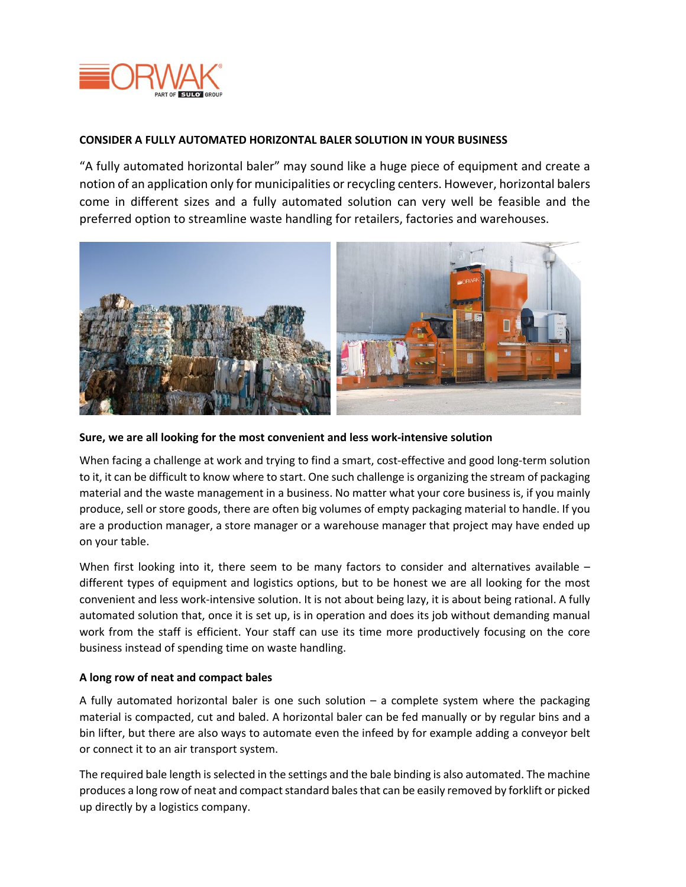## CONSIDER A FULLY AUTOMATED HORIZONTAL BALER SOLUTION IN YOUR BUSINESS

"A fully automated horizontal baler" may sound like a huge piece of equipment and create a notion of an application only for municipalities or recycling centers. However, horizontal balers come in different sizes and a fully automated solution can very well be feasible and the preferred option to streamline waste handling for retailers, factories and warehouses.

### Sure, we are all looking for the most convenient and less work-intensive solution

When facing a challenge at work and trying to find a smart, cost-effective and good long-term solution to it, it can be difficult to know where to start. One such challenge is organizing the stream of packaging material and the waste management in a business. No matter what your core business is, if you mainly produce, sell or store goods, there are often big volumes of empty packaging material to handle. If you are a production manager, a store manager or a warehouse manager that project may have ended up on your table.

When first looking into it, there seem to be many factors to consider and alternatives available – different types of equipment and logistics options, but to be honest we are all looking for the most convenient and less work-intensive solution. It is not about being lazy, it is about being rational. A fully automated solution that, once it is set up, is in operation and does its job without demanding manual work from the staff is efficient. Your staff can use its time more productively focusing on the core business instead of spending time on waste handling.

### A long row of neat and compact bales

A fully automated horizontal baler is one such solution – a complete system where the packaging material is compacted, cut and baled. A horizontal baler can be fed manually or by regular bins and a bin lifter, but there are also ways to automate even the infeed by for example adding a conveyor belt or connect it to an air transport system.

The required bale length is selected in the settings and the bale binding is also automated. The machine produces a long row of neat and compact standard bales that can be easily removed by forklift or picked up directly by a logistics company.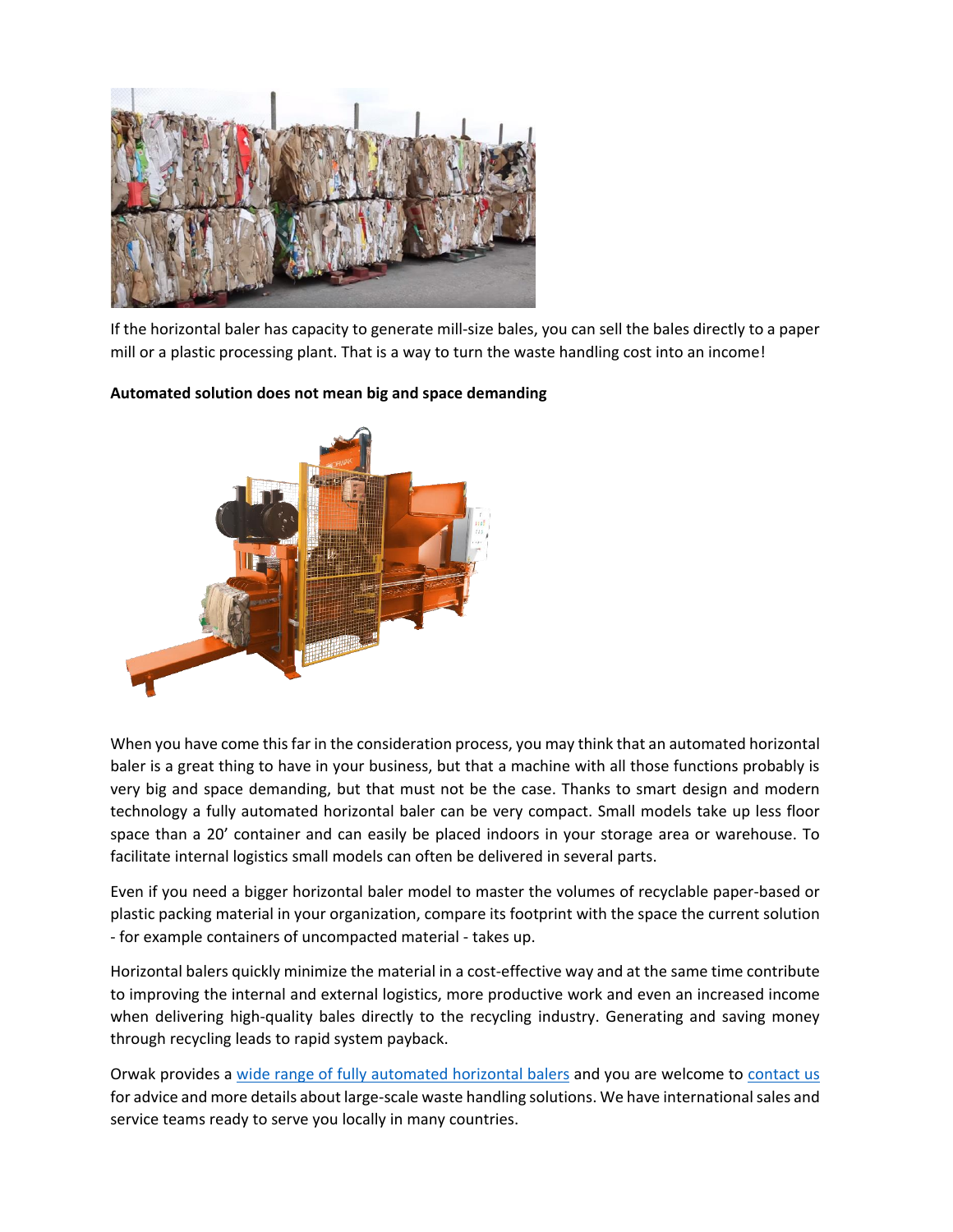If the horizontal baler has capacity to generate mill-size bales, you can sell the bales directly to a paper mill or a plastic processing plant. That is a way to turn the waste handling cost into an income!

**Automated solution does not mean big and space demanding**

When you have come this far in the consideration process, you may think that an automated horizontal baler is a great thing to have in your business, but that a machine with all those functions probably is very big and space demanding, but that must not be the case. Thanks to smart design and modern technology a fully automated horizontal baler can be very compact. Small models take up less floor space than a 20' container and can easily be placed indoors in your storage area or warehouse. To facilitate internal logistics small models can often be delivered in several parts.

Even if you need a bigger horizontal baler model to master the volumes of recyclable paper-based or plastic packing material in your organization, compare its footprint with the space the current solution - for example containers of uncompacted material - takes up.

Horizontal balers quickly minimize the material in a cost-effective way and at the same time contribute to improving the internal and external logistics, more productive work and even an increased income when delivering high-quality bales directly to the recycling industry. Generating and saving money through recycling leads to rapid system payback.

Orwak provides a wide range of fully automated horizontal balers and you are welcome to contact us for advice and more details about large-scale waste handling solutions. We have international sales and service teams ready to serve you locally in many countries.